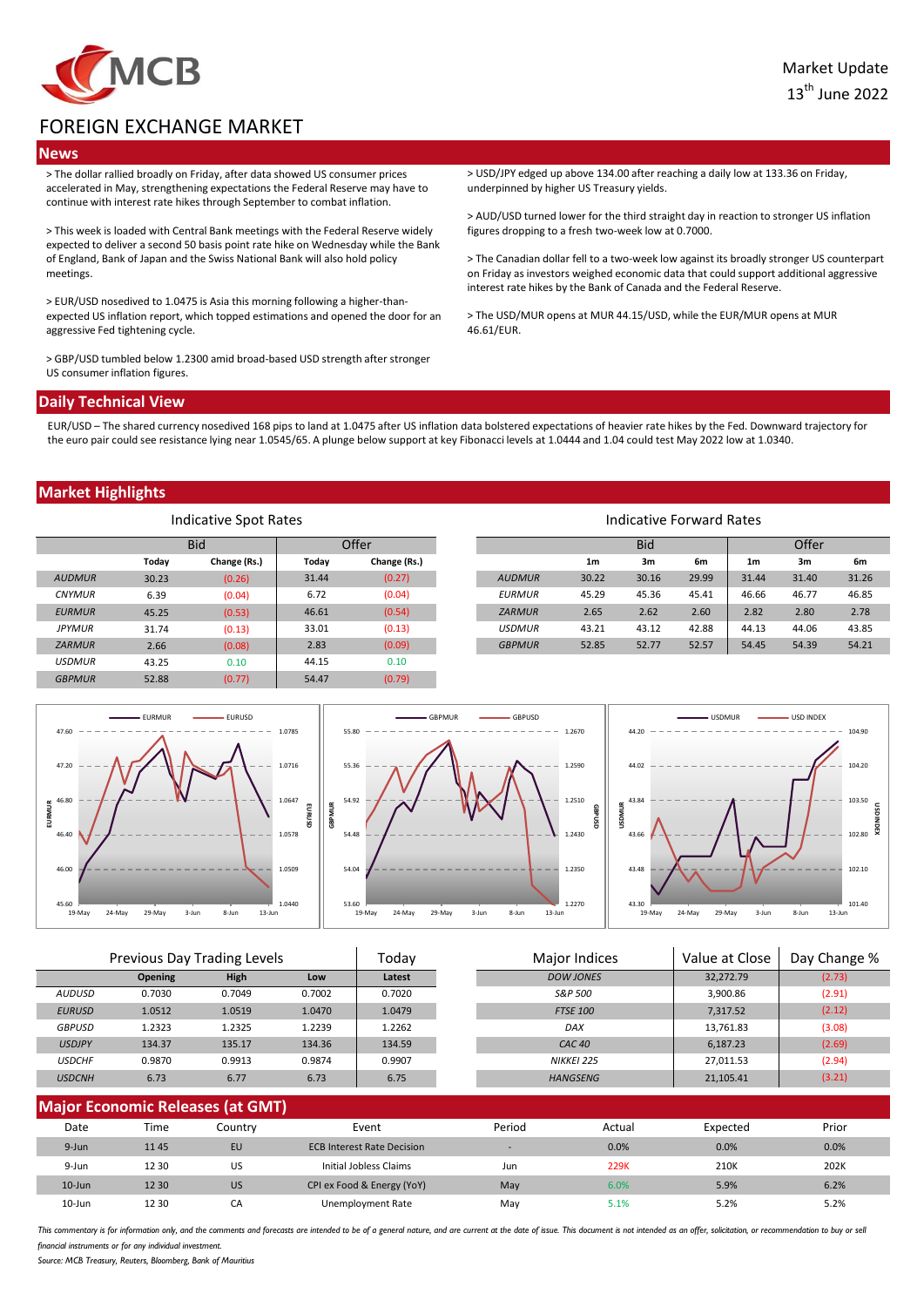MCB

Market Update
13th June 2022

# FOREIGN EXCHANGE MARKET

## News

> The dollar rallied broadly on Friday, after data showed US consumer prices accelerated in May, strengthening expectations the Federal Reserve may have to continue with interest rate hikes through September to combat inflation.

> This week is loaded with Central Bank meetings with the Federal Reserve widely expected to deliver a second 50 basis point rate hike on Wednesday while the Bank of England, Bank of Japan and the Swiss National Bank will also hold policy meetings.

> EUR/USD nosedived to 1.0475 is Asia this morning following a higher-than-expected US inflation report, which topped estimations and opened the door for an aggressive Fed tightening cycle.

> GBP/USD tumbled below 1.2300 amid broad-based USD strength after stronger US consumer inflation figures.

> USD/JPY edged up above 134.00 after reaching a daily low at 133.36 on Friday, underpinned by higher US Treasury yields.

> AUD/USD turned lower for the third straight day in reaction to stronger US inflation figures dropping to a fresh two-week low at 0.7000.

> The Canadian dollar fell to a two-week low against its broadly stronger US counterpart on Friday as investors weighed economic data that could support additional aggressive interest rate hikes by the Bank of Canada and the Federal Reserve.

> The USD/MUR opens at MUR 44.15/USD, while the EUR/MUR opens at MUR 46.61/EUR.

## Daily Technical View

EUR/USD – The shared currency nosedived 168 pips to land at 1.0475 after US inflation data bolstered expectations of heavier rate hikes by the Fed. Downward trajectory for the euro pair could see resistance lying near 1.0545/65. A plunge below support at key Fibonacci levels at 1.0444 and 1.04 could test May 2022 low at 1.0340.

## Market Highlights

### Indicative Spot Rates

| | Bid | | Offer | |
|---|---|---|---|---|
| | Today | Change (Rs.) | Today | Change (Rs.) |
| AUDMUR | 30.23 | (0.26) | 31.44 | (0.27) |
| CNYMUR | 6.39 | (0.04) | 6.72 | (0.04) |
| EURMUR | 45.25 | (0.53) | 46.61 | (0.54) |
| JPYMUR | 31.74 | (0.13) | 33.01 | (0.13) |
| ZARMUR | 2.66 | (0.08) | 2.83 | (0.09) |
| USDMUR | 43.25 | 0.10 | 44.15 | 0.10 |
| GBPMUR | 52.88 | (0.77) | 54.47 | (0.79) |

### Indicative Forward Rates

| | Bid | | | Offer | | |
|---|---|---|---|---|---|---|
| | 1m | 3m | 6m | 1m | 3m | 6m |
| AUDMUR | 30.22 | 30.16 | 29.99 | 31.44 | 31.40 | 31.26 |
| EURMUR | 45.29 | 45.36 | 45.41 | 46.66 | 46.77 | 46.85 |
| ZARMUR | 2.65 | 2.62 | 2.60 | 2.82 | 2.80 | 2.78 |
| USDMUR | 43.21 | 43.12 | 42.88 | 44.13 | 44.06 | 43.85 |
| GBPMUR | 52.85 | 52.77 | 52.57 | 54.45 | 54.39 | 54.21 |

### Previous Day Trading Levels

| | Opening | High | Low | Today: Latest |
|---|---|---|---|---|
| AUDUSD | 0.7030 | 0.7049 | 0.7002 | 0.7020 |
| EURUSD | 1.0512 | 1.0519 | 1.0470 | 1.0479 |
| GBPUSD | 1.2323 | 1.2325 | 1.2239 | 1.2262 |
| USDJPY | 134.37 | 135.17 | 134.36 | 134.59 |
| USDCHF | 0.9870 | 0.9913 | 0.9874 | 0.9907 |
| USDCNH | 6.73 | 6.77 | 6.73 | 6.75 |

### Major Indices

| Major Indices | Value at Close | Day Change % |
|---|---|---|
| DOW JONES | 32,272.79 | (2.73) |
| S&P 500 | 3,900.86 | (2.91) |
| FTSE 100 | 7,317.52 | (2.12) |
| DAX | 13,761.83 | (3.08) |
| CAC 40 | 6,187.23 | (2.69) |
| NIKKEI 225 | 27,011.53 | (2.94) |
| HANGSENG | 21,105.41 | (3.21) |

## Major Economic Releases (at GMT)

| Date | Time | Country | Event | Period | Actual | Expected | Prior |
|---|---|---|---|---|---|---|---|
| 9-Jun | 11 45 | EU | ECB Interest Rate Decision | - | 0.0% | 0.0% | 0.0% |
| 9-Jun | 12 30 | US | Initial Jobless Claims | Jun | 229K | 210K | 202K |
| 10-Jun | 12 30 | US | CPI ex Food & Energy (YoY) | May | 6.0% | 5.9% | 6.2% |
| 10-Jun | 12 30 | CA | Unemployment Rate | May | 5.1% | 5.2% | 5.2% |

*This commentary is for information only, and the comments and forecasts are intended to be of a general nature, and are current at the date of issue. This document is not intended as an offer, solicitation, or recommendation to buy or sell financial instruments or for any individual investment.*

*Source: MCB Treasury, Reuters, Bloomberg, Bank of Mauritius*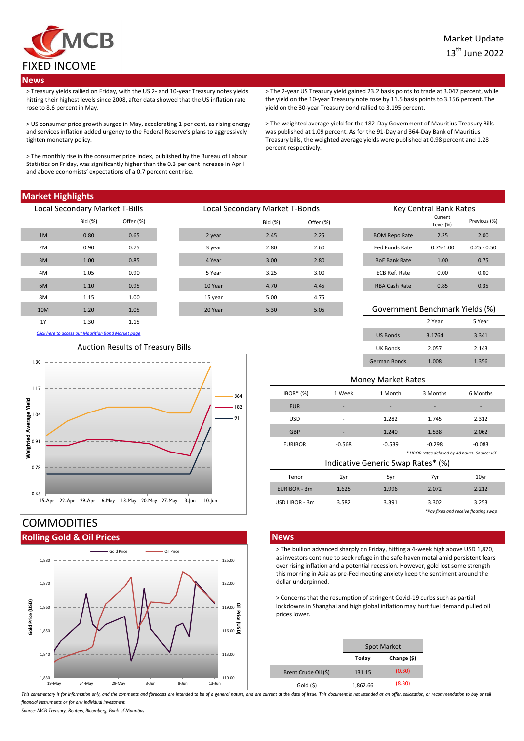# MCB

FIXED INCOME

Market Update
13th June 2022

## News

> Treasury yields rallied on Friday, with the US 2- and 10-year Treasury notes yields hitting their highest levels since 2008, after data showed that the US inflation rate rose to 8.6 percent in May.

> US consumer price growth surged in May, accelerating 1 per cent, as rising energy and services inflation added urgency to the Federal Reserve's plans to aggressively tighten monetary policy.

> The monthly rise in the consumer price index, published by the Bureau of Labour Statistics on Friday, was significantly higher than the 0.3 per cent increase in April and above economists' expectations of a 0.7 percent cent rise.

> The 2-year US Treasury yield gained 23.2 basis points to trade at 3.047 percent, while the yield on the 10-year Treasury note rose by 11.5 basis points to 3.156 percent. The yield on the 30-year Treasury bond rallied to 3.195 percent.

> The weighted average yield for the 182-Day Government of Mauritius Treasury Bills was published at 1.09 percent. As for the 91-Day and 364-Day Bank of Mauritius Treasury bills, the weighted average yields were published at 0.98 percent and 1.28 percent respectively.

## Market Highlights

### Local Secondary Market T-Bills

| | Bid (%) | Offer (%) |
|---|---|---|
| 1M | 0.80 | 0.65 |
| 2M | 0.90 | 0.75 |
| 3M | 1.00 | 0.85 |
| 4M | 1.05 | 0.90 |
| 6M | 1.10 | 0.95 |
| 8M | 1.15 | 1.00 |
| 10M | 1.20 | 1.05 |
| 1Y | 1.30 | 1.15 |

*Click here to access our Mauritian Bond Market page*

### Local Secondary Market T-Bonds

| | Bid (%) | Offer (%) |
|---|---|---|
| 2 year | 2.45 | 2.25 |
| 3 year | 2.80 | 2.60 |
| 4 Year | 3.00 | 2.80 |
| 5 Year | 3.25 | 3.00 |
| 10 Year | 4.70 | 4.45 |
| 15 year | 5.00 | 4.75 |
| 20 Year | 5.30 | 5.05 |

### Key Central Bank Rates

| | Current Level (%) | Previous (%) |
|---|---|---|
| BOM Repo Rate | 2.25 | 2.00 |
| Fed Funds Rate | 0.75-1.00 | 0.25 - 0.50 |
| BoE Bank Rate | 1.00 | 0.75 |
| ECB Ref. Rate | 0.00 | 0.00 |
| RBA Cash Rate | 0.85 | 0.35 |

### Government Benchmark Yields (%)

| | 2 Year | 5 Year |
|---|---|---|
| US Bonds | 3.1764 | 3.341 |
| UK Bonds | 2.057 | 2.143 |
| German Bonds | 1.008 | 1.356 |

### Auction Results of Treasury Bills

Weighted Average Yield
1.30
1.17
1.04
0.91
0.78
0.65
15-Apr 22-Apr 29-Apr 6-May 13-May 20-May 27-May 3-Jun 10-Jun
364
182
91

### Money Market Rates

| LIBOR* (%) | 1 Week | 1 Month | 3 Months | 6 Months |
|---|---|---|---|---|
| EUR | - | - | - | - |
| USD | - | 1.282 | 1.745 | 2.312 |
| GBP | - | 1.240 | 1.538 | 2.062 |
| EURIBOR | -0.568 | -0.539 | -0.298 | -0.083 |

*\* LIBOR rates delayed by 48 hours. Source: ICE*

### Indicative Generic Swap Rates* (%)

| Tenor | 2yr | 5yr | 7yr | 10yr |
|---|---|---|---|---|
| EURIBOR - 3m | 1.625 | 1.996 | 2.072 | 2.212 |
| USD LIBOR - 3m | 3.582 | 3.391 | 3.302 | 3.253 |

*\*Pay fixed and receive floating swap*

# COMMODITIES

## Rolling Gold & Oil Prices

Gold Price
Oil Price
Gold Price (USD)
1,880
1,870
1,860
1,850
1,840
1,830
Oil Price (USD)
125.00
122.00
119.00
116.00
113.00
110.00
19-May 24-May 29-May 3-Jun 8-Jun 13-Jun

## News

> The bullion advanced sharply on Friday, hitting a 4-week high above USD 1,870, as investors continue to seek refuge in the safe-haven metal amid persistent fears over rising inflation and a potential recession. However, gold lost some strength this morning in Asia as pre-Fed meeting anxiety keep the sentiment around the dollar underpinned.

> Concerns that the resumption of stringent Covid-19 curbs such as partial lockdowns in Shanghai and high global inflation may hurt fuel demand pulled oil prices lower.

| | Spot Market | |
|---|---|---|
| | Today | Change ($) |
| Brent Crude Oil ($) | 131.15 | (0.30) |
| Gold ($) | 1,862.66 | (8.30) |

*This commentary is for information only, and the comments and forecasts are intended to be of a general nature, and are current at the date of issue. This document is not intended as an offer, solicitation, or recommendation to buy or sell financial instruments or for any individual investment.*

*Source: MCB Treasury, Reuters, Bloomberg, Bank of Mauritius*